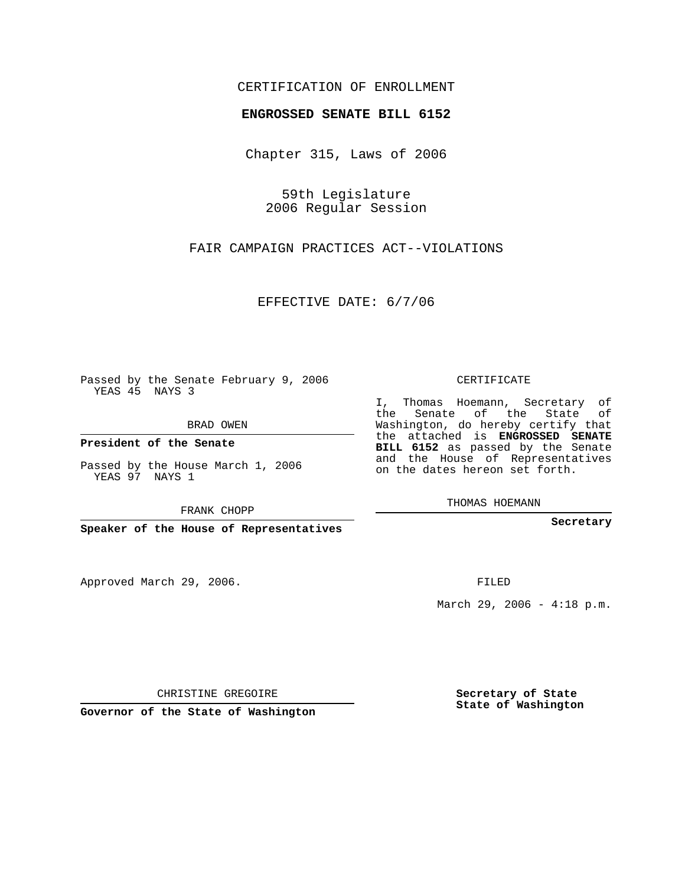CERTIFICATION OF ENROLLMENT

**ENGROSSED SENATE BILL 6152**

Chapter 315, Laws of 2006

59th Legislature
2006 Regular Session

FAIR CAMPAIGN PRACTICES ACT--VIOLATIONS

EFFECTIVE DATE: 6/7/06

Passed by the Senate February 9, 2006
YEAS 45 NAYS 3

BRAD OWEN

**President of the Senate**

Passed by the House March 1, 2006
YEAS 97 NAYS 1

FRANK CHOPP

**Speaker of the House of Representatives**

CERTIFICATE

I, Thomas Hoemann, Secretary of the Senate of the State of Washington, do hereby certify that the attached is **ENGROSSED SENATE BILL 6152** as passed by the Senate and the House of Representatives on the dates hereon set forth.

THOMAS HOEMANN

**Secretary**

Approved March 29, 2006.

FILED

March 29, 2006 - 4:18 p.m.

CHRISTINE GREGOIRE

**Governor of the State of Washington**

**Secretary of State**
**State of Washington**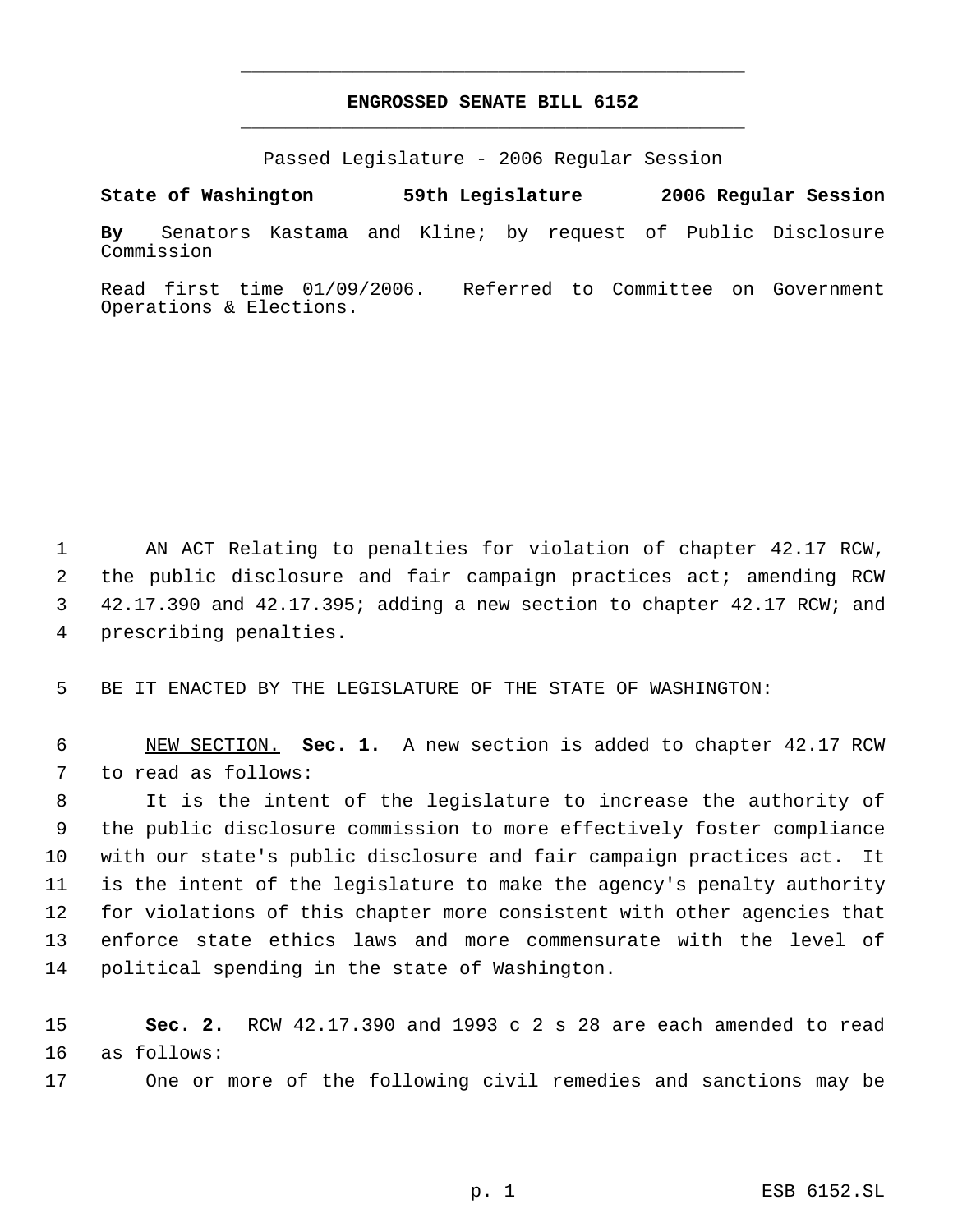# ENGROSSED SENATE BILL 6152

Passed Legislature - 2006 Regular Session

**State of Washington 59th Legislature 2006 Regular Session**

**By** Senators Kastama and Kline; by request of Public Disclosure Commission

Read first time 01/09/2006. Referred to Committee on Government Operations & Elections.

AN ACT Relating to penalties for violation of chapter 42.17 RCW, the public disclosure and fair campaign practices act; amending RCW 42.17.390 and 42.17.395; adding a new section to chapter 42.17 RCW; and prescribing penalties.

BE IT ENACTED BY THE LEGISLATURE OF THE STATE OF WASHINGTON:

NEW SECTION. **Sec. 1.** A new section is added to chapter 42.17 RCW to read as follows:

It is the intent of the legislature to increase the authority of the public disclosure commission to more effectively foster compliance with our state's public disclosure and fair campaign practices act. It is the intent of the legislature to make the agency's penalty authority for violations of this chapter more consistent with other agencies that enforce state ethics laws and more commensurate with the level of political spending in the state of Washington.

**Sec. 2.** RCW 42.17.390 and 1993 c 2 s 28 are each amended to read as follows:

One or more of the following civil remedies and sanctions may be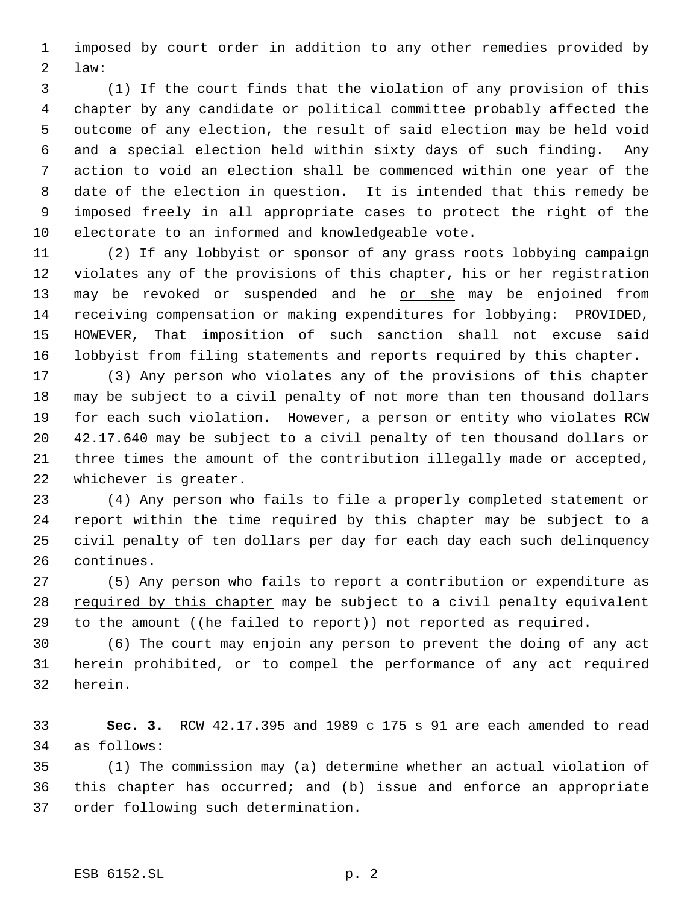imposed by court order in addition to any other remedies provided by law:

(1) If the court finds that the violation of any provision of this chapter by any candidate or political committee probably affected the outcome of any election, the result of said election may be held void and a special election held within sixty days of such finding. Any action to void an election shall be commenced within one year of the date of the election in question. It is intended that this remedy be imposed freely in all appropriate cases to protect the right of the electorate to an informed and knowledgeable vote.

(2) If any lobbyist or sponsor of any grass roots lobbying campaign violates any of the provisions of this chapter, his <u>or her</u> registration may be revoked or suspended and he <u>or she</u> may be enjoined from receiving compensation or making expenditures for lobbying: PROVIDED, HOWEVER, That imposition of such sanction shall not excuse said lobbyist from filing statements and reports required by this chapter.

(3) Any person who violates any of the provisions of this chapter may be subject to a civil penalty of not more than ten thousand dollars for each such violation. However, a person or entity who violates RCW 42.17.640 may be subject to a civil penalty of ten thousand dollars or three times the amount of the contribution illegally made or accepted, whichever is greater.

(4) Any person who fails to file a properly completed statement or report within the time required by this chapter may be subject to a civil penalty of ten dollars per day for each day each such delinquency continues.

(5) Any person who fails to report a contribution or expenditure <u>as required by this chapter</u> may be subject to a civil penalty equivalent to the amount ((~~he failed to report~~)) <u>not reported as required</u>.

(6) The court may enjoin any person to prevent the doing of any act herein prohibited, or to compel the performance of any act required herein.

**Sec. 3.** RCW 42.17.395 and 1989 c 175 s 91 are each amended to read as follows:

(1) The commission may (a) determine whether an actual violation of this chapter has occurred; and (b) issue and enforce an appropriate order following such determination.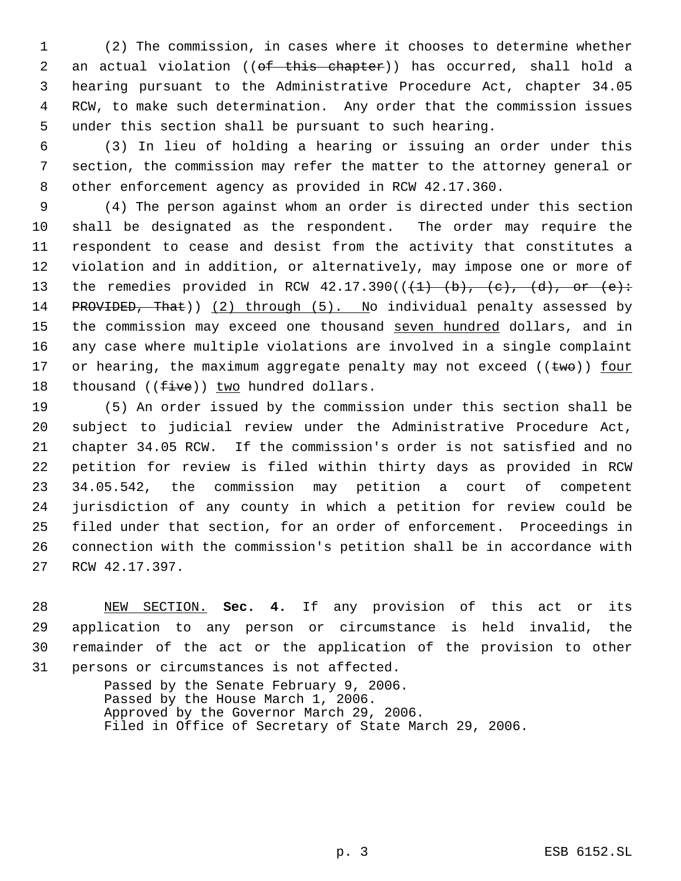(2) The commission, in cases where it chooses to determine whether an actual violation ((~~of this chapter~~)) has occurred, shall hold a hearing pursuant to the Administrative Procedure Act, chapter 34.05 RCW, to make such determination. Any order that the commission issues under this section shall be pursuant to such hearing.

(3) In lieu of holding a hearing or issuing an order under this section, the commission may refer the matter to the attorney general or other enforcement agency as provided in RCW 42.17.360.

(4) The person against whom an order is directed under this section shall be designated as the respondent. The order may require the respondent to cease and desist from the activity that constitutes a violation and in addition, or alternatively, may impose one or more of the remedies provided in RCW 42.17.390((~~(1) (b), (c), (d), or (e): PROVIDED, That~~)) <u>(2) through (5). N</u>o individual penalty assessed by the commission may exceed one thousand <u>seven hundred</u> dollars, and in any case where multiple violations are involved in a single complaint or hearing, the maximum aggregate penalty may not exceed ((~~two~~)) <u>four</u> thousand ((~~five~~)) <u>two</u> hundred dollars.

(5) An order issued by the commission under this section shall be subject to judicial review under the Administrative Procedure Act, chapter 34.05 RCW. If the commission's order is not satisfied and no petition for review is filed within thirty days as provided in RCW 34.05.542, the commission may petition a court of competent jurisdiction of any county in which a petition for review could be filed under that section, for an order of enforcement. Proceedings in connection with the commission's petition shall be in accordance with RCW 42.17.397.

<u>NEW SECTION.</u> **Sec. 4.** If any provision of this act or its application to any person or circumstance is held invalid, the remainder of the act or the application of the provision to other persons or circumstances is not affected.

Passed by the Senate February 9, 2006.
Passed by the House March 1, 2006.
Approved by the Governor March 29, 2006.
Filed in Office of Secretary of State March 29, 2006.